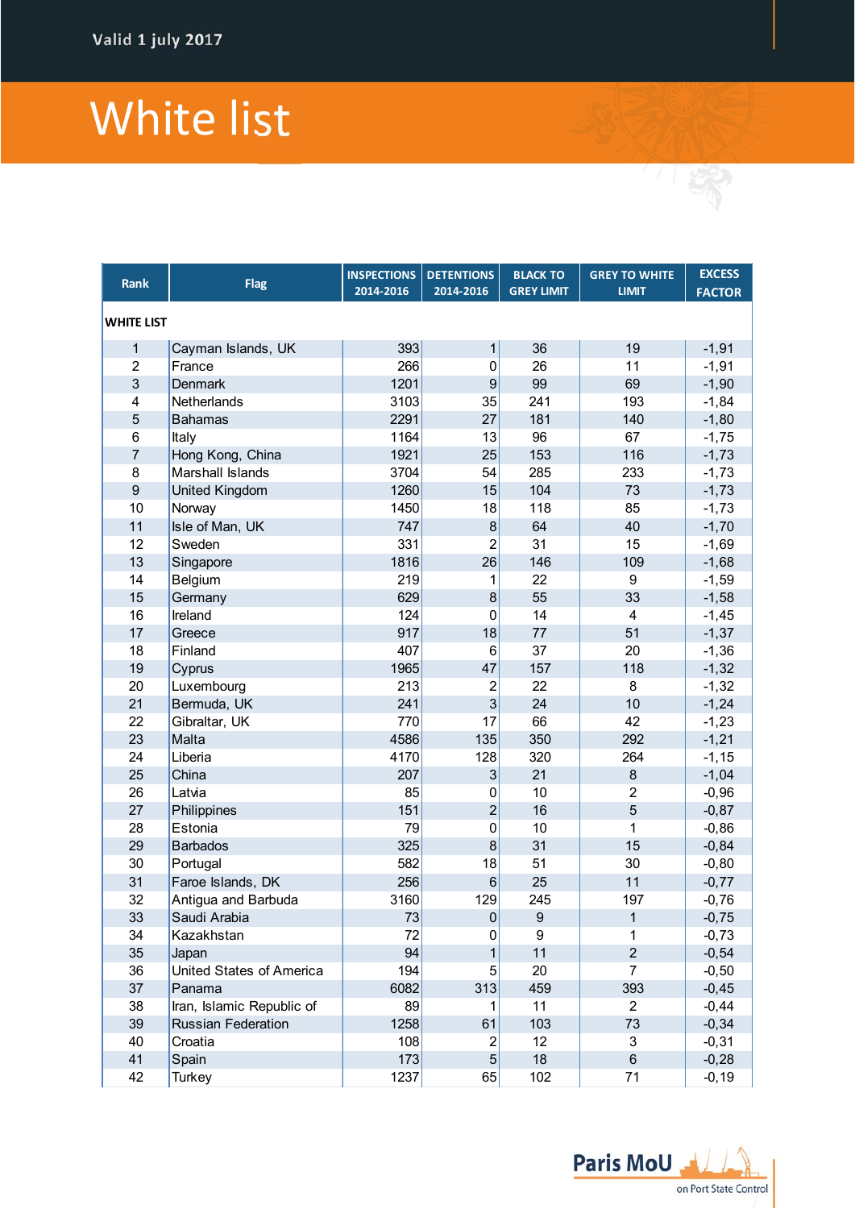Valid 1 july 2017

# White list

| Rank | Flag | INSPECTIONS 2014-2016 | DETENTIONS 2014-2016 | BLACK TO GREY LIMIT | GREY TO WHITE LIMIT | EXCESS FACTOR |
|---|---|---|---|---|---|---|
| **WHITE LIST** | | | | | | |
| 1 | Cayman Islands, UK | 393 | 1 | 36 | 19 | -1,91 |
| 2 | France | 266 | 0 | 26 | 11 | -1,91 |
| 3 | Denmark | 1201 | 9 | 99 | 69 | -1,90 |
| 4 | Netherlands | 3103 | 35 | 241 | 193 | -1,84 |
| 5 | Bahamas | 2291 | 27 | 181 | 140 | -1,80 |
| 6 | Italy | 1164 | 13 | 96 | 67 | -1,75 |
| 7 | Hong Kong, China | 1921 | 25 | 153 | 116 | -1,73 |
| 8 | Marshall Islands | 3704 | 54 | 285 | 233 | -1,73 |
| 9 | United Kingdom | 1260 | 15 | 104 | 73 | -1,73 |
| 10 | Norway | 1450 | 18 | 118 | 85 | -1,73 |
| 11 | Isle of Man, UK | 747 | 8 | 64 | 40 | -1,70 |
| 12 | Sweden | 331 | 2 | 31 | 15 | -1,69 |
| 13 | Singapore | 1816 | 26 | 146 | 109 | -1,68 |
| 14 | Belgium | 219 | 1 | 22 | 9 | -1,59 |
| 15 | Germany | 629 | 8 | 55 | 33 | -1,58 |
| 16 | Ireland | 124 | 0 | 14 | 4 | -1,45 |
| 17 | Greece | 917 | 18 | 77 | 51 | -1,37 |
| 18 | Finland | 407 | 6 | 37 | 20 | -1,36 |
| 19 | Cyprus | 1965 | 47 | 157 | 118 | -1,32 |
| 20 | Luxembourg | 213 | 2 | 22 | 8 | -1,32 |
| 21 | Bermuda, UK | 241 | 3 | 24 | 10 | -1,24 |
| 22 | Gibraltar, UK | 770 | 17 | 66 | 42 | -1,23 |
| 23 | Malta | 4586 | 135 | 350 | 292 | -1,21 |
| 24 | Liberia | 4170 | 128 | 320 | 264 | -1,15 |
| 25 | China | 207 | 3 | 21 | 8 | -1,04 |
| 26 | Latvia | 85 | 0 | 10 | 2 | -0,96 |
| 27 | Philippines | 151 | 2 | 16 | 5 | -0,87 |
| 28 | Estonia | 79 | 0 | 10 | 1 | -0,86 |
| 29 | Barbados | 325 | 8 | 31 | 15 | -0,84 |
| 30 | Portugal | 582 | 18 | 51 | 30 | -0,80 |
| 31 | Faroe Islands, DK | 256 | 6 | 25 | 11 | -0,77 |
| 32 | Antigua and Barbuda | 3160 | 129 | 245 | 197 | -0,76 |
| 33 | Saudi Arabia | 73 | 0 | 9 | 1 | -0,75 |
| 34 | Kazakhstan | 72 | 0 | 9 | 1 | -0,73 |
| 35 | Japan | 94 | 1 | 11 | 2 | -0,54 |
| 36 | United States of America | 194 | 5 | 20 | 7 | -0,50 |
| 37 | Panama | 6082 | 313 | 459 | 393 | -0,45 |
| 38 | Iran, Islamic Republic of | 89 | 1 | 11 | 2 | -0,44 |
| 39 | Russian Federation | 1258 | 61 | 103 | 73 | -0,34 |
| 40 | Croatia | 108 | 2 | 12 | 3 | -0,31 |
| 41 | Spain | 173 | 5 | 18 | 6 | -0,28 |
| 42 | Turkey | 1237 | 65 | 102 | 71 | -0,19 |

Paris MoU on Port State Control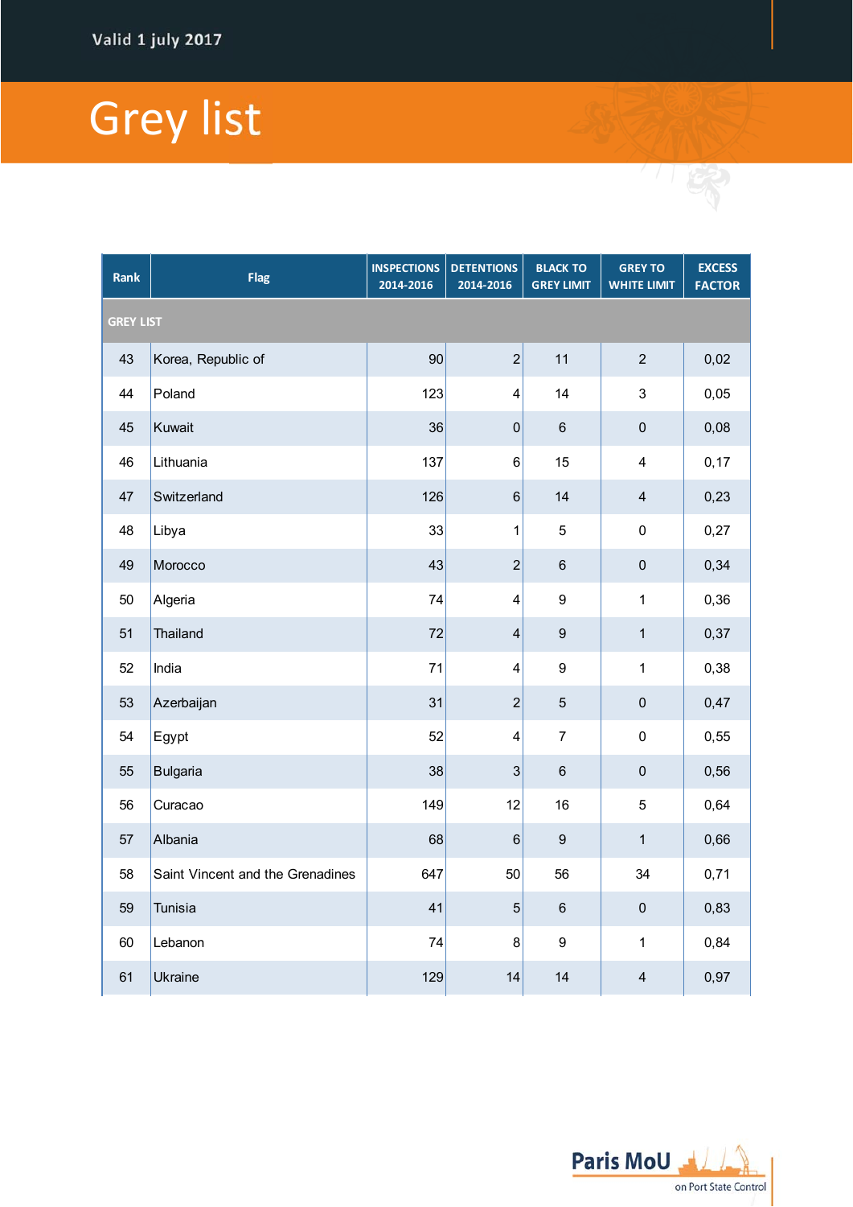Valid 1 july 2017

# Grey list

| Rank | Flag | INSPECTIONS 2014-2016 | DETENTIONS 2014-2016 | BLACK TO GREY LIMIT | GREY TO WHITE LIMIT | EXCESS FACTOR |
|---|---|---|---|---|---|---|
| GREY LIST | | | | | | |
| 43 | Korea, Republic of | 90 | 2 | 11 | 2 | 0,02 |
| 44 | Poland | 123 | 4 | 14 | 3 | 0,05 |
| 45 | Kuwait | 36 | 0 | 6 | 0 | 0,08 |
| 46 | Lithuania | 137 | 6 | 15 | 4 | 0,17 |
| 47 | Switzerland | 126 | 6 | 14 | 4 | 0,23 |
| 48 | Libya | 33 | 1 | 5 | 0 | 0,27 |
| 49 | Morocco | 43 | 2 | 6 | 0 | 0,34 |
| 50 | Algeria | 74 | 4 | 9 | 1 | 0,36 |
| 51 | Thailand | 72 | 4 | 9 | 1 | 0,37 |
| 52 | India | 71 | 4 | 9 | 1 | 0,38 |
| 53 | Azerbaijan | 31 | 2 | 5 | 0 | 0,47 |
| 54 | Egypt | 52 | 4 | 7 | 0 | 0,55 |
| 55 | Bulgaria | 38 | 3 | 6 | 0 | 0,56 |
| 56 | Curacao | 149 | 12 | 16 | 5 | 0,64 |
| 57 | Albania | 68 | 6 | 9 | 1 | 0,66 |
| 58 | Saint Vincent and the Grenadines | 647 | 50 | 56 | 34 | 0,71 |
| 59 | Tunisia | 41 | 5 | 6 | 0 | 0,83 |
| 60 | Lebanon | 74 | 8 | 9 | 1 | 0,84 |
| 61 | Ukraine | 129 | 14 | 14 | 4 | 0,97 |

Paris MoU on Port State Control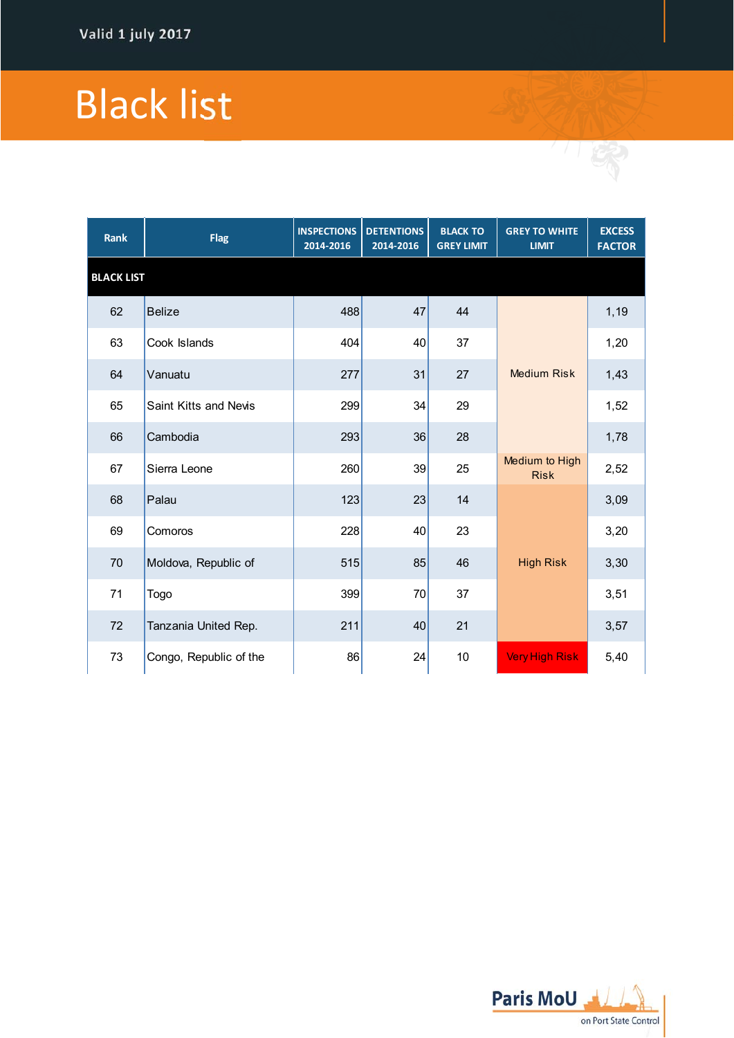Valid 1 july 2017

# Black list

| Rank | Flag | INSPECTIONS 2014-2016 | DETENTIONS 2014-2016 | BLACK TO GREY LIMIT | GREY TO WHITE LIMIT | EXCESS FACTOR |
|---|---|---|---|---|---|---|
| **BLACK LIST** | | | | | | |
| 62 | Belize | 488 | 47 | 44 | Medium Risk | 1,19 |
| 63 | Cook Islands | 404 | 40 | 37 | Medium Risk | 1,20 |
| 64 | Vanuatu | 277 | 31 | 27 | Medium Risk | 1,43 |
| 65 | Saint Kitts and Nevis | 299 | 34 | 29 | Medium Risk | 1,52 |
| 66 | Cambodia | 293 | 36 | 28 | Medium Risk | 1,78 |
| 67 | Sierra Leone | 260 | 39 | 25 | Medium to High Risk | 2,52 |
| 68 | Palau | 123 | 23 | 14 | High Risk | 3,09 |
| 69 | Comoros | 228 | 40 | 23 | High Risk | 3,20 |
| 70 | Moldova, Republic of | 515 | 85 | 46 | High Risk | 3,30 |
| 71 | Togo | 399 | 70 | 37 | High Risk | 3,51 |
| 72 | Tanzania United Rep. | 211 | 40 | 21 | High Risk | 3,57 |
| 73 | Congo, Republic of the | 86 | 24 | 10 | Very High Risk | 5,40 |

Paris MoU on Port State Control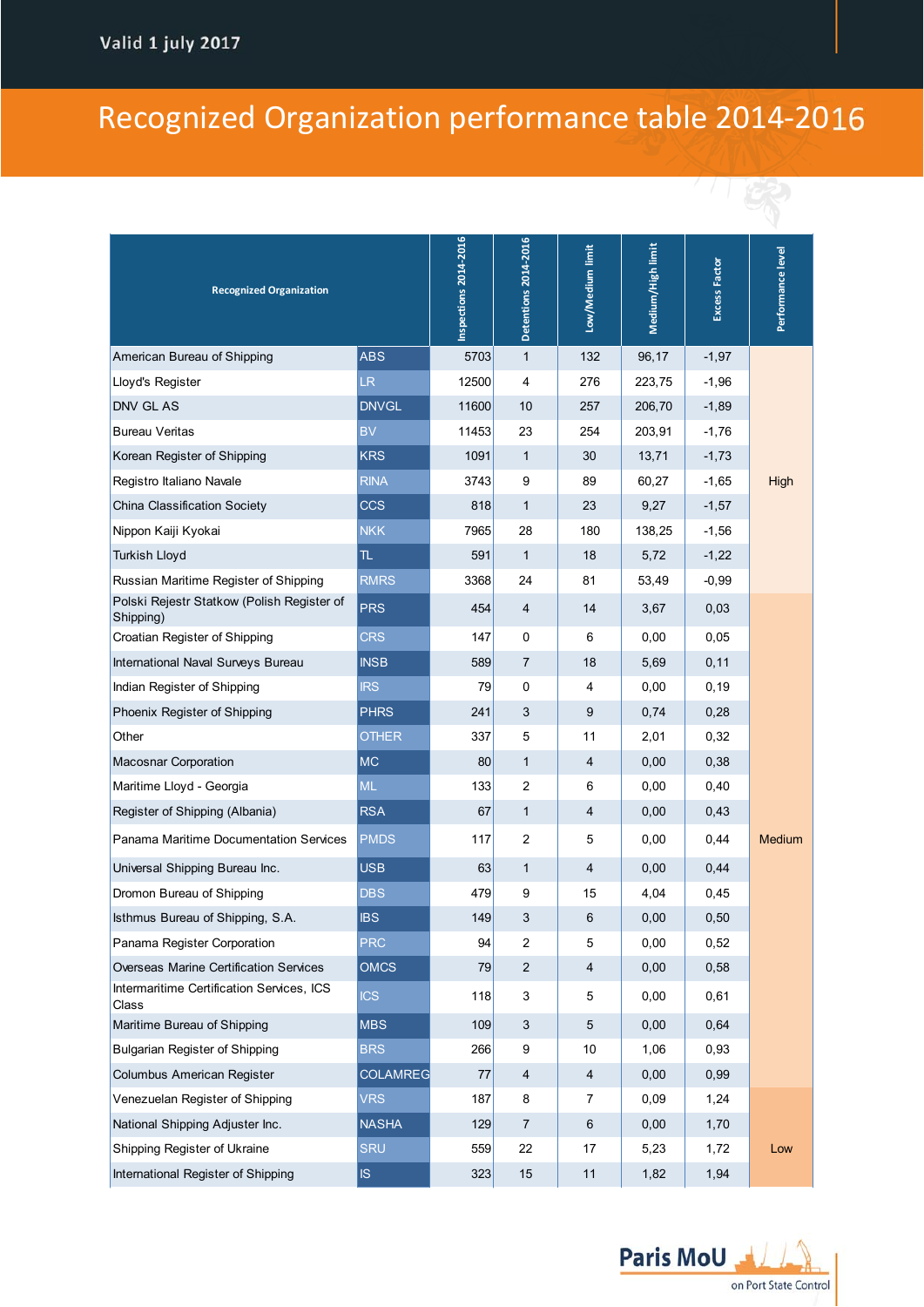Valid 1 july 2017

# Recognized Organization performance table 2014-2016

| Recognized Organization | | Inspections 2014-2016 | Detentions 2014-2016 | Low/Medium limit | Medium/High limit | Excess Factor | Performance level |
|---|---|---|---|---|---|---|---|
| American Bureau of Shipping | ABS | 5703 | 1 | 132 | 96,17 | -1,97 | High |
| Lloyd's Register | LR | 12500 | 4 | 276 | 223,75 | -1,96 | |
| DNV GL AS | DNVGL | 11600 | 10 | 257 | 206,70 | -1,89 | |
| Bureau Veritas | BV | 11453 | 23 | 254 | 203,91 | -1,76 | |
| Korean Register of Shipping | KRS | 1091 | 1 | 30 | 13,71 | -1,73 | |
| Registro Italiano Navale | RINA | 3743 | 9 | 89 | 60,27 | -1,65 | |
| China Classification Society | CCS | 818 | 1 | 23 | 9,27 | -1,57 | |
| Nippon Kaiji Kyokai | NKK | 7965 | 28 | 180 | 138,25 | -1,56 | |
| Turkish Lloyd | TL | 591 | 1 | 18 | 5,72 | -1,22 | |
| Russian Maritime Register of Shipping | RMRS | 3368 | 24 | 81 | 53,49 | -0,99 | |
| Polski Rejestr Statkow (Polish Register of Shipping) | PRS | 454 | 4 | 14 | 3,67 | 0,03 | Medium |
| Croatian Register of Shipping | CRS | 147 | 0 | 6 | 0,00 | 0,05 | |
| International Naval Surveys Bureau | INSB | 589 | 7 | 18 | 5,69 | 0,11 | |
| Indian Register of Shipping | IRS | 79 | 0 | 4 | 0,00 | 0,19 | |
| Phoenix Register of Shipping | PHRS | 241 | 3 | 9 | 0,74 | 0,28 | |
| Other | OTHER | 337 | 5 | 11 | 2,01 | 0,32 | |
| Macosnar Corporation | MC | 80 | 1 | 4 | 0,00 | 0,38 | |
| Maritime Lloyd - Georgia | ML | 133 | 2 | 6 | 0,00 | 0,40 | |
| Register of Shipping (Albania) | RSA | 67 | 1 | 4 | 0,00 | 0,43 | |
| Panama Maritime Documentation Services | PMDS | 117 | 2 | 5 | 0,00 | 0,44 | |
| Universal Shipping Bureau Inc. | USB | 63 | 1 | 4 | 0,00 | 0,44 | |
| Dromon Bureau of Shipping | DBS | 479 | 9 | 15 | 4,04 | 0,45 | |
| Isthmus Bureau of Shipping, S.A. | IBS | 149 | 3 | 6 | 0,00 | 0,50 | |
| Panama Register Corporation | PRC | 94 | 2 | 5 | 0,00 | 0,52 | |
| Overseas Marine Certification Services | OMCS | 79 | 2 | 4 | 0,00 | 0,58 | |
| Intermaritime Certification Services, ICS Class | ICS | 118 | 3 | 5 | 0,00 | 0,61 | |
| Maritime Bureau of Shipping | MBS | 109 | 3 | 5 | 0,00 | 0,64 | |
| Bulgarian Register of Shipping | BRS | 266 | 9 | 10 | 1,06 | 0,93 | |
| Columbus American Register | COLAMREG | 77 | 4 | 4 | 0,00 | 0,99 | |
| Venezuelan Register of Shipping | VRS | 187 | 8 | 7 | 0,09 | 1,24 | Low |
| National Shipping Adjuster Inc. | NASHA | 129 | 7 | 6 | 0,00 | 1,70 | |
| Shipping Register of Ukraine | SRU | 559 | 22 | 17 | 5,23 | 1,72 | |
| International Register of Shipping | IS | 323 | 15 | 11 | 1,82 | 1,94 | |

Paris MoU on Port State Control